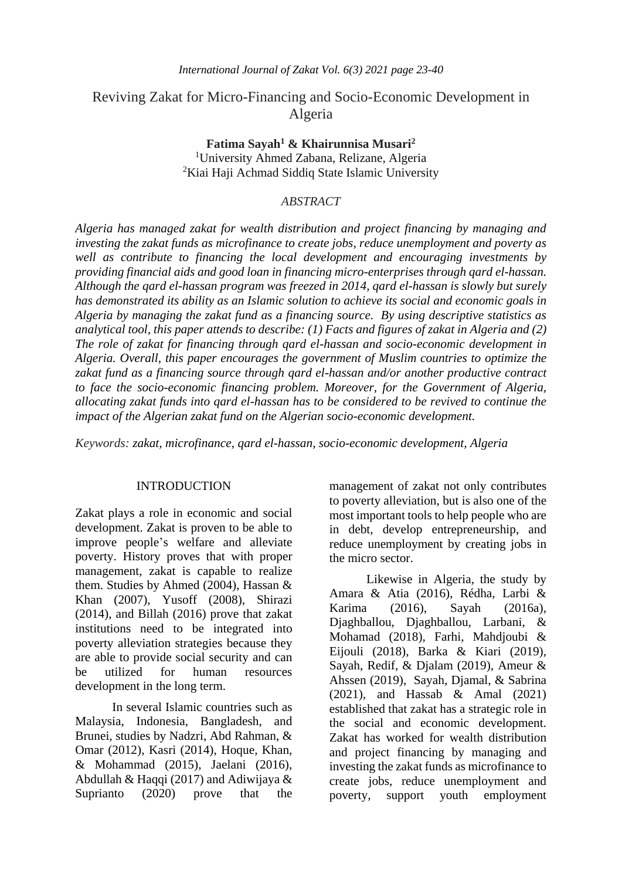# Reviving Zakat for Micro-Financing and Socio-Economic Development in Algeria

**Fatima Sayah[1] & Khairunnisa Musari[2]**

[1]University Ahmed Zabana, Relizane, Algeria
[2]Kiai Haji Achmad Siddiq State Islamic University

## *ABSTRACT*

*Algeria has managed zakat for wealth distribution and project financing by managing and investing the zakat funds as microfinance to create jobs, reduce unemployment and poverty as well as contribute to financing the local development and encouraging investments by providing financial aids and good loan in financing micro-enterprises through qard el-hassan. Although the qard el-hassan program was freezed in 2014, qard el-hassan is slowly but surely has demonstrated its ability as an Islamic solution to achieve its social and economic goals in Algeria by managing the zakat fund as a financing source. By using descriptive statistics as analytical tool, this paper attends to describe: (1) Facts and figures of zakat in Algeria and (2) The role of zakat for financing through qard el-hassan and socio-economic development in Algeria. Overall, this paper encourages the government of Muslim countries to optimize the zakat fund as a financing source through qard el-hassan and/or another productive contract to face the socio-economic financing problem. Moreover, for the Government of Algeria, allocating zakat funds into qard el-hassan has to be considered to be revived to continue the impact of the Algerian zakat fund on the Algerian socio-economic development.*

*Keywords: zakat, microfinance, qard el-hassan, socio-economic development, Algeria*

## INTRODUCTION

Zakat plays a role in economic and social development. Zakat is proven to be able to improve people's welfare and alleviate poverty. History proves that with proper management, zakat is capable to realize them. Studies by Ahmed (2004), Hassan & Khan (2007), Yusoff (2008), Shirazi (2014), and Billah (2016) prove that zakat institutions need to be integrated into poverty alleviation strategies because they are able to provide social security and can be utilized for human resources development in the long term.

In several Islamic countries such as Malaysia, Indonesia, Bangladesh, and Brunei, studies by Nadzri, Abd Rahman, & Omar (2012), Kasri (2014), Hoque, Khan, & Mohammad (2015), Jaelani (2016), Abdullah & Haqqi (2017) and Adiwijaya & Suprianto (2020) prove that the management of zakat not only contributes to poverty alleviation, but is also one of the most important tools to help people who are in debt, develop entrepreneurship, and reduce unemployment by creating jobs in the micro sector.

Likewise in Algeria, the study by Amara & Atia (2016), Rédha, Larbi & Karima (2016), Sayah (2016a), Djaghballou, Djaghballou, Larbani, & Mohamad (2018), Farhi, Mahdjoubi & Eijouli (2018), Barka & Kiari (2019), Sayah, Redif, & Djalam (2019), Ameur & Ahssen (2019), Sayah, Djamal, & Sabrina (2021), and Hassab & Amal (2021) established that zakat has a strategic role in the social and economic development. Zakat has worked for wealth distribution and project financing by managing and investing the zakat funds as microfinance to create jobs, reduce unemployment and poverty, support youth employment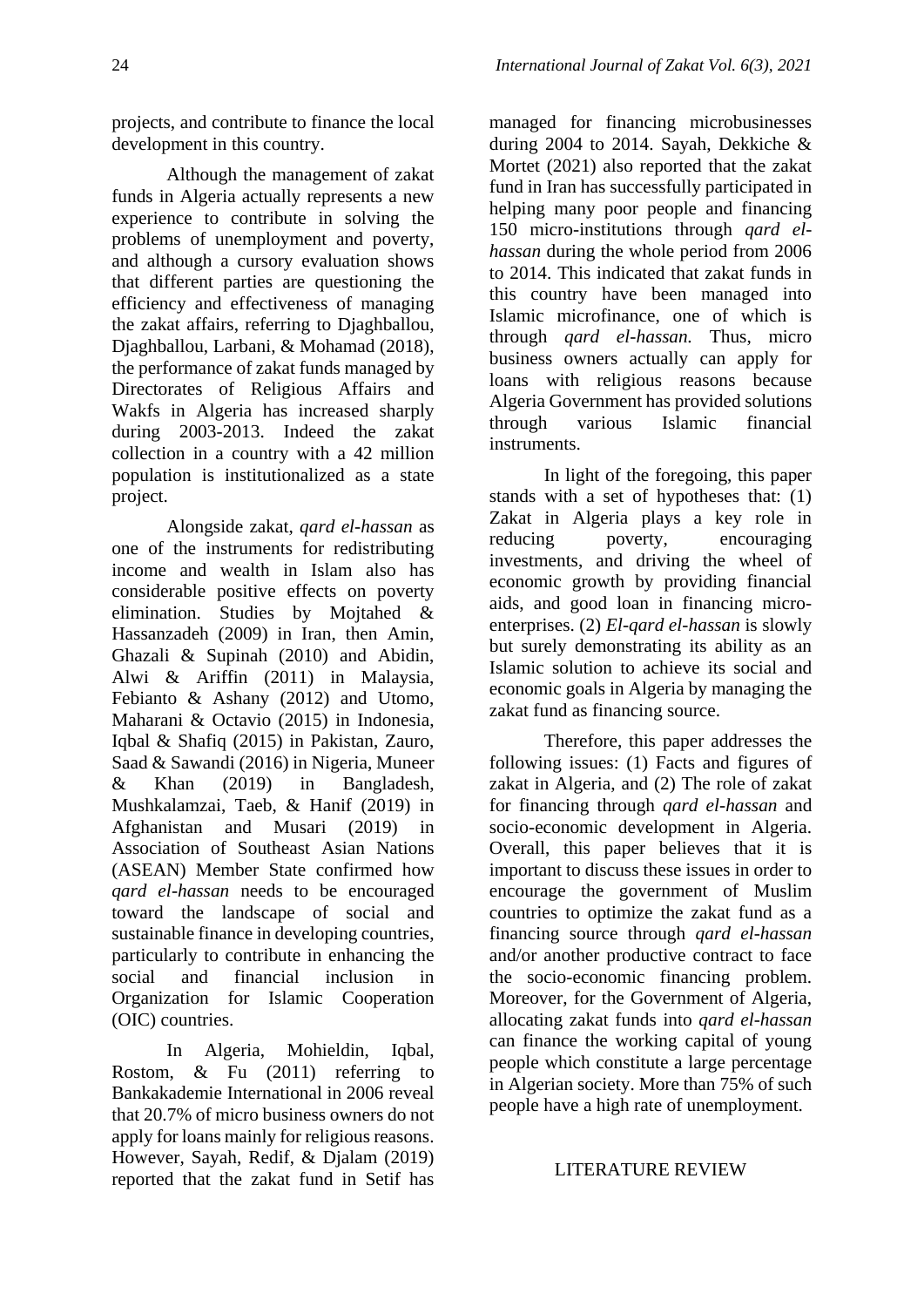projects, and contribute to finance the local development in this country.

Although the management of zakat funds in Algeria actually represents a new experience to contribute in solving the problems of unemployment and poverty, and although a cursory evaluation shows that different parties are questioning the efficiency and effectiveness of managing the zakat affairs, referring to Djaghballou, Djaghballou, Larbani, & Mohamad (2018), the performance of zakat funds managed by Directorates of Religious Affairs and Wakfs in Algeria has increased sharply during 2003-2013. Indeed the zakat collection in a country with a 42 million population is institutionalized as a state project.

Alongside zakat, *qard el-hassan* as one of the instruments for redistributing income and wealth in Islam also has considerable positive effects on poverty elimination. Studies by Mojtahed & Hassanzadeh (2009) in Iran, then Amin, Ghazali & Supinah (2010) and Abidin, Alwi & Ariffin (2011) in Malaysia, Febianto & Ashany (2012) and Utomo, Maharani & Octavio (2015) in Indonesia, Iqbal & Shafiq (2015) in Pakistan, Zauro, Saad & Sawandi (2016) in Nigeria, Muneer & Khan (2019) in Bangladesh, Mushkalamzai, Taeb, & Hanif (2019) in Afghanistan and Musari (2019) in Association of Southeast Asian Nations (ASEAN) Member State confirmed how *qard el-hassan* needs to be encouraged toward the landscape of social and sustainable finance in developing countries, particularly to contribute in enhancing the social and financial inclusion in Organization for Islamic Cooperation (OIC) countries.

In Algeria, Mohieldin, Iqbal, Rostom, & Fu (2011) referring to Bankakademie International in 2006 reveal that 20.7% of micro business owners do not apply for loans mainly for religious reasons. However, Sayah, Redif, & Djalam (2019) reported that the zakat fund in Setif has managed for financing microbusinesses during 2004 to 2014. Sayah, Dekkiche & Mortet (2021) also reported that the zakat fund in Iran has successfully participated in helping many poor people and financing 150 micro-institutions through *qard el-hassan* during the whole period from 2006 to 2014. This indicated that zakat funds in this country have been managed into Islamic microfinance, one of which is through *qard el-hassan.* Thus, micro business owners actually can apply for loans with religious reasons because Algeria Government has provided solutions through various Islamic financial instruments.

In light of the foregoing, this paper stands with a set of hypotheses that: (1) Zakat in Algeria plays a key role in reducing poverty, encouraging investments, and driving the wheel of economic growth by providing financial aids, and good loan in financing micro-enterprises. (2) *El-qard el-hassan* is slowly but surely demonstrating its ability as an Islamic solution to achieve its social and economic goals in Algeria by managing the zakat fund as financing source.

Therefore, this paper addresses the following issues: (1) Facts and figures of zakat in Algeria, and (2) The role of zakat for financing through *qard el-hassan* and socio-economic development in Algeria. Overall, this paper believes that it is important to discuss these issues in order to encourage the government of Muslim countries to optimize the zakat fund as a financing source through *qard el-hassan* and/or another productive contract to face the socio-economic financing problem. Moreover, for the Government of Algeria, allocating zakat funds into *qard el-hassan* can finance the working capital of young people which constitute a large percentage in Algerian society. More than 75% of such people have a high rate of unemployment.

## LITERATURE REVIEW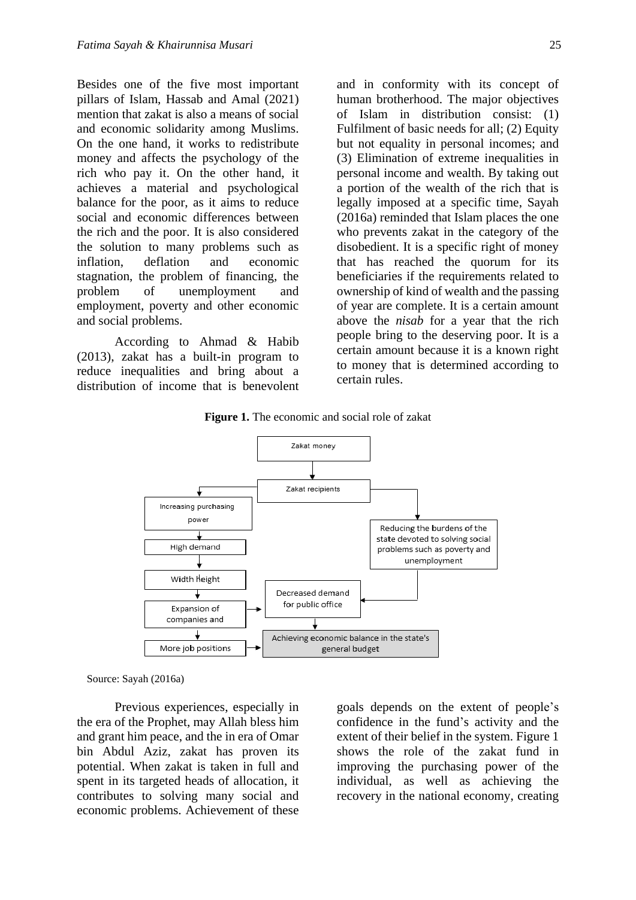Besides one of the five most important pillars of Islam, Hassab and Amal (2021) mention that zakat is also a means of social and economic solidarity among Muslims. On the one hand, it works to redistribute money and affects the psychology of the rich who pay it. On the other hand, it achieves a material and psychological balance for the poor, as it aims to reduce social and economic differences between the rich and the poor. It is also considered the solution to many problems such as inflation, deflation and economic stagnation, the problem of financing, the problem of unemployment and employment, poverty and other economic and social problems.

According to Ahmad & Habib (2013), zakat has a built-in program to reduce inequalities and bring about a distribution of income that is benevolent and in conformity with its concept of human brotherhood. The major objectives of Islam in distribution consist: (1) Fulfilment of basic needs for all; (2) Equity but not equality in personal incomes; and (3) Elimination of extreme inequalities in personal income and wealth. By taking out a portion of the wealth of the rich that is legally imposed at a specific time, Sayah (2016a) reminded that Islam places the one who prevents zakat in the category of the disobedient. It is a specific right of money that has reached the quorum for its beneficiaries if the requirements related to ownership of kind of wealth and the passing of year are complete. It is a certain amount above the *nisab* for a year that the rich people bring to the deserving poor. It is a certain amount because it is a known right to money that is determined according to certain rules.

**Figure 1.** The economic and social role of zakat

Zakat money → Zakat recipients

Zakat recipients → Increasing purchasing power → High demand → Width Height → Expansion of companies and → More job positions

Zakat recipients → Reducing the burdens of the state devoted to solving social problems such as poverty and unemployment → Decreased demand for public office

Expansion of companies and → Decreased demand for public office → Achieving economic balance in the state's general budget

More job positions → Achieving economic balance in the state's general budget

Source: Sayah (2016a)

Previous experiences, especially in the era of the Prophet, may Allah bless him and grant him peace, and the in era of Omar bin Abdul Aziz, zakat has proven its potential. When zakat is taken in full and spent in its targeted heads of allocation, it contributes to solving many social and economic problems. Achievement of these goals depends on the extent of people's confidence in the fund's activity and the extent of their belief in the system. Figure 1 shows the role of the zakat fund in improving the purchasing power of the individual, as well as achieving the recovery in the national economy, creating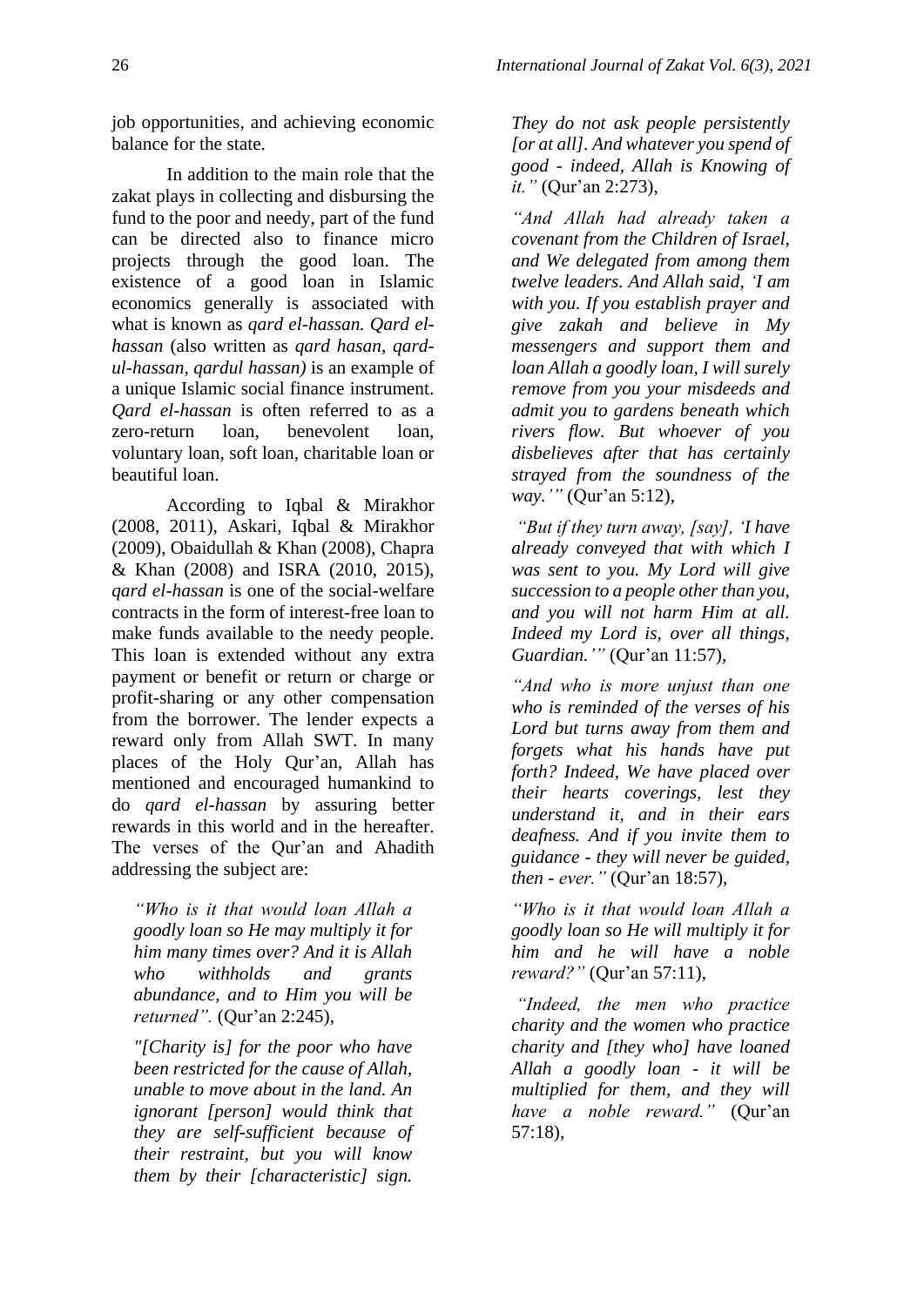job opportunities, and achieving economic balance for the state.

In addition to the main role that the zakat plays in collecting and disbursing the fund to the poor and needy, part of the fund can be directed also to finance micro projects through the good loan. The existence of a good loan in Islamic economics generally is associated with what is known as *qard el-hassan. Qard el-hassan* (also written as *qard hasan, qard-ul-hassan, qardul hassan)* is an example of a unique Islamic social finance instrument. *Qard el-hassan* is often referred to as a zero-return loan, benevolent loan, voluntary loan, soft loan, charitable loan or beautiful loan.

According to Iqbal & Mirakhor (2008, 2011), Askari, Iqbal & Mirakhor (2009), Obaidullah & Khan (2008), Chapra & Khan (2008) and ISRA (2010, 2015), *qard el-hassan* is one of the social-welfare contracts in the form of interest-free loan to make funds available to the needy people. This loan is extended without any extra payment or benefit or return or charge or profit-sharing or any other compensation from the borrower. The lender expects a reward only from Allah SWT. In many places of the Holy Qur'an, Allah has mentioned and encouraged humankind to do *qard el-hassan* by assuring better rewards in this world and in the hereafter. The verses of the Qur'an and Ahadith addressing the subject are:

> *"Who is it that would loan Allah a goodly loan so He may multiply it for him many times over? And it is Allah who withholds and grants abundance, and to Him you will be returned".* (Qur'an 2:245),

> *"[Charity is] for the poor who have been restricted for the cause of Allah, unable to move about in the land. An ignorant [person] would think that they are self-sufficient because of their restraint, but you will know them by their [characteristic] sign. They do not ask people persistently [or at all]. And whatever you spend of good - indeed, Allah is Knowing of it."* (Qur'an 2:273),

> *"And Allah had already taken a covenant from the Children of Israel, and We delegated from among them twelve leaders. And Allah said, 'I am with you. If you establish prayer and give zakah and believe in My messengers and support them and loan Allah a goodly loan, I will surely remove from you your misdeeds and admit you to gardens beneath which rivers flow. But whoever of you disbelieves after that has certainly strayed from the soundness of the way.'"* (Qur'an 5:12),

> *"But if they turn away, [say], 'I have already conveyed that with which I was sent to you. My Lord will give succession to a people other than you, and you will not harm Him at all. Indeed my Lord is, over all things, Guardian.'"* (Qur'an 11:57),

> *"And who is more unjust than one who is reminded of the verses of his Lord but turns away from them and forgets what his hands have put forth? Indeed, We have placed over their hearts coverings, lest they understand it, and in their ears deafness. And if you invite them to guidance - they will never be guided, then - ever."* (Qur'an 18:57),

> *"Who is it that would loan Allah a goodly loan so He will multiply it for him and he will have a noble reward?"* (Qur'an 57:11),

> *"Indeed, the men who practice charity and the women who practice charity and [they who] have loaned Allah a goodly loan - it will be multiplied for them, and they will have a noble reward."* (Qur'an 57:18),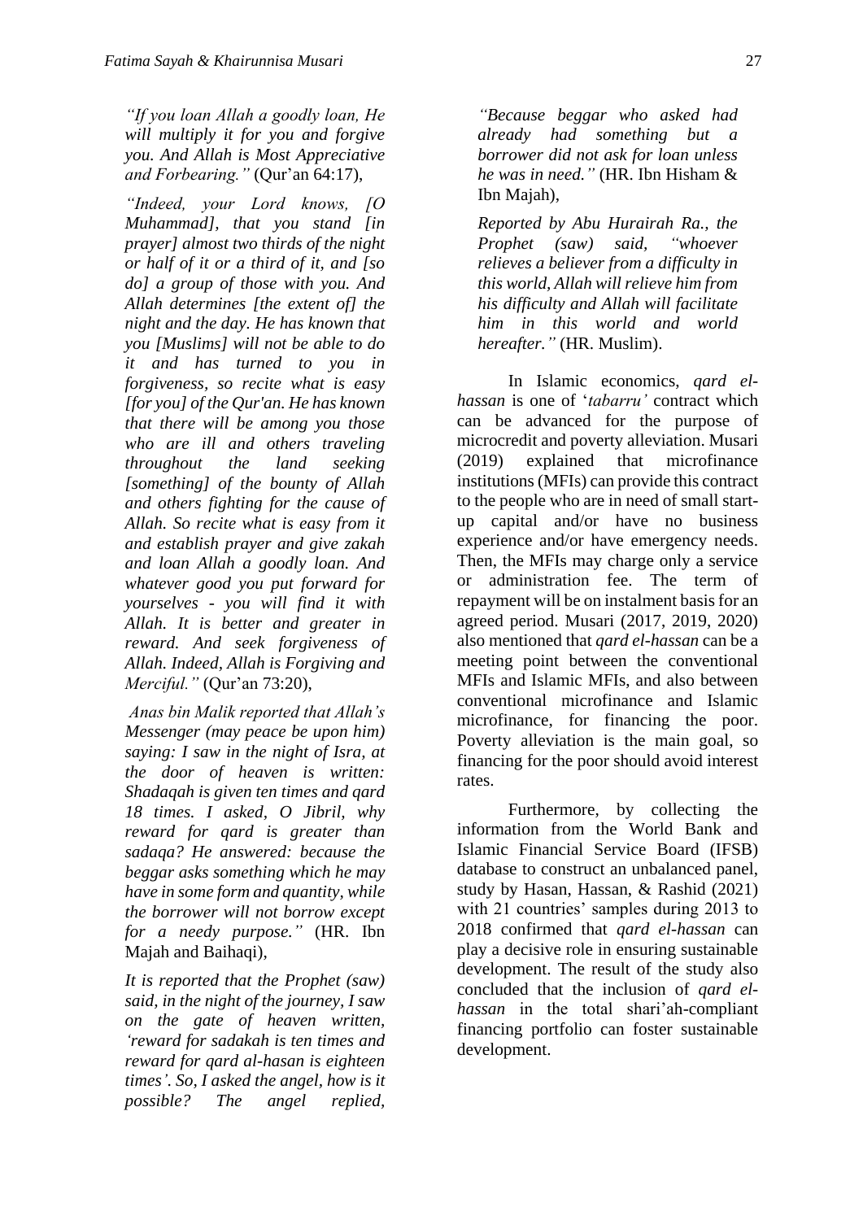*"If you loan Allah a goodly loan, He will multiply it for you and forgive you. And Allah is Most Appreciative and Forbearing."* (Qur'an 64:17),

*"Indeed, your Lord knows, [O Muhammad], that you stand [in prayer] almost two thirds of the night or half of it or a third of it, and [so do] a group of those with you. And Allah determines [the extent of] the night and the day. He has known that you [Muslims] will not be able to do it and has turned to you in forgiveness, so recite what is easy [for you] of the Qur'an. He has known that there will be among you those who are ill and others traveling throughout the land seeking [something] of the bounty of Allah and others fighting for the cause of Allah. So recite what is easy from it and establish prayer and give zakah and loan Allah a goodly loan. And whatever good you put forward for yourselves - you will find it with Allah. It is better and greater in reward. And seek forgiveness of Allah. Indeed, Allah is Forgiving and Merciful."* (Qur'an 73:20),

*Anas bin Malik reported that Allah's Messenger (may peace be upon him) saying: I saw in the night of Isra, at the door of heaven is written: Shadaqah is given ten times and qard 18 times. I asked, O Jibril, why reward for qard is greater than sadaqa? He answered: because the beggar asks something which he may have in some form and quantity, while the borrower will not borrow except for a needy purpose."* (HR. Ibn Majah and Baihaqi),

*It is reported that the Prophet (saw) said, in the night of the journey, I saw on the gate of heaven written, 'reward for sadakah is ten times and reward for qard al-hasan is eighteen times'. So, I asked the angel, how is it possible? The angel replied, "Because beggar who asked had already had something but a borrower did not ask for loan unless he was in need."* (HR. Ibn Hisham & Ibn Majah),

*Reported by Abu Hurairah Ra., the Prophet (saw) said, "whoever relieves a believer from a difficulty in this world, Allah will relieve him from his difficulty and Allah will facilitate him in this world and world hereafter."* (HR. Muslim).

In Islamic economics, *qard el-hassan* is one of '*tabarru'* contract which can be advanced for the purpose of microcredit and poverty alleviation. Musari (2019) explained that microfinance institutions (MFIs) can provide this contract to the people who are in need of small start-up capital and/or have no business experience and/or have emergency needs. Then, the MFIs may charge only a service or administration fee. The term of repayment will be on instalment basis for an agreed period. Musari (2017, 2019, 2020) also mentioned that *qard el-hassan* can be a meeting point between the conventional MFIs and Islamic MFIs, and also between conventional microfinance and Islamic microfinance, for financing the poor. Poverty alleviation is the main goal, so financing for the poor should avoid interest rates.

Furthermore, by collecting the information from the World Bank and Islamic Financial Service Board (IFSB) database to construct an unbalanced panel, study by Hasan, Hassan, & Rashid (2021) with 21 countries' samples during 2013 to 2018 confirmed that *qard el-hassan* can play a decisive role in ensuring sustainable development. The result of the study also concluded that the inclusion of *qard el-hassan* in the total shari'ah-compliant financing portfolio can foster sustainable development.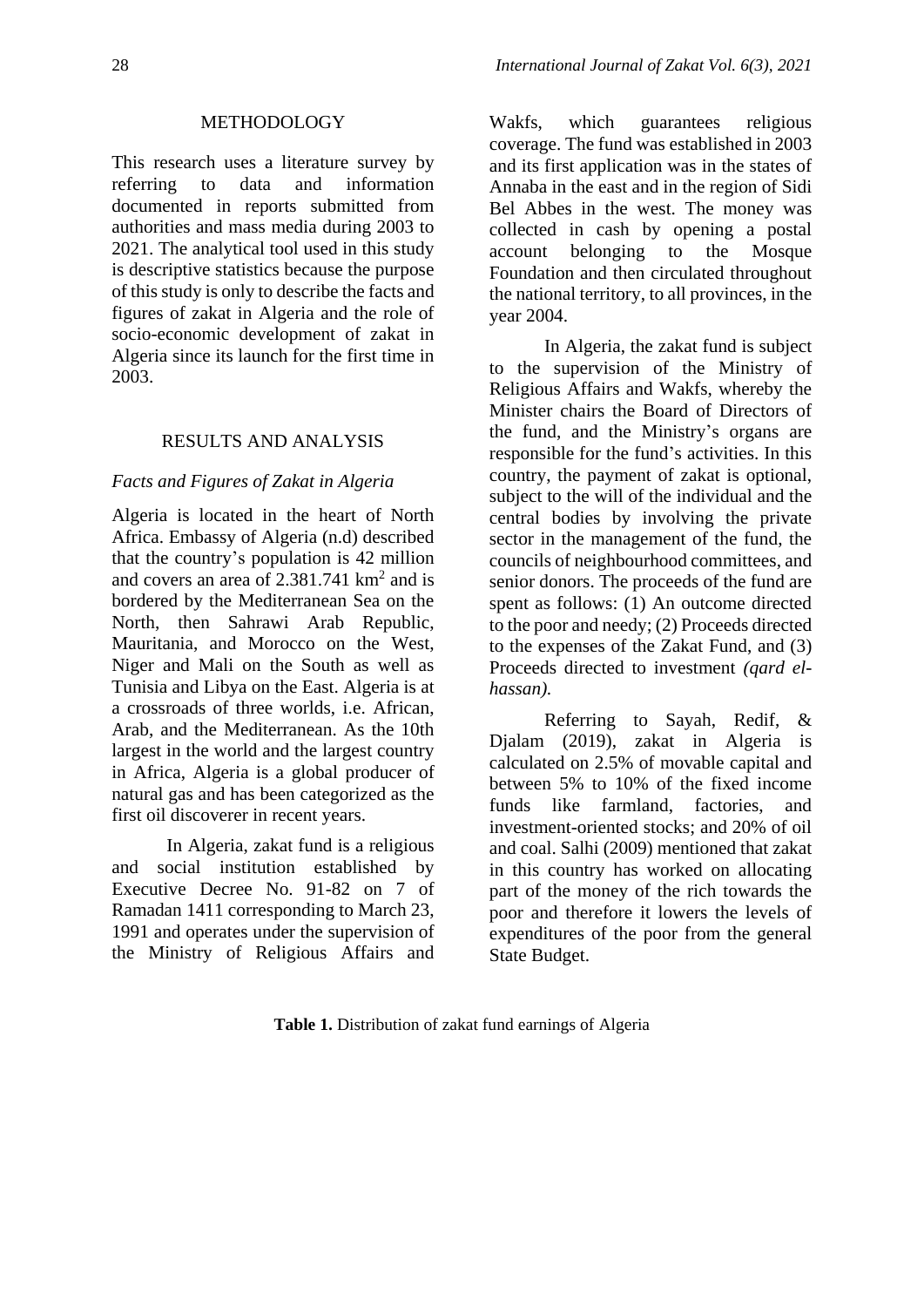## METHODOLOGY

This research uses a literature survey by referring to data and information documented in reports submitted from authorities and mass media during 2003 to 2021. The analytical tool used in this study is descriptive statistics because the purpose of this study is only to describe the facts and figures of zakat in Algeria and the role of socio-economic development of zakat in Algeria since its launch for the first time in 2003.

## RESULTS AND ANALYSIS

### *Facts and Figures of Zakat in Algeria*

Algeria is located in the heart of North Africa. Embassy of Algeria (n.d) described that the country's population is 42 million and covers an area of 2.381.741 km$^2$ and is bordered by the Mediterranean Sea on the North, then Sahrawi Arab Republic, Mauritania, and Morocco on the West, Niger and Mali on the South as well as Tunisia and Libya on the East. Algeria is at a crossroads of three worlds, i.e. African, Arab, and the Mediterranean. As the 10th largest in the world and the largest country in Africa, Algeria is a global producer of natural gas and has been categorized as the first oil discoverer in recent years.

In Algeria, zakat fund is a religious and social institution established by Executive Decree No. 91-82 on 7 of Ramadan 1411 corresponding to March 23, 1991 and operates under the supervision of the Ministry of Religious Affairs and Wakfs, which guarantees religious coverage. The fund was established in 2003 and its first application was in the states of Annaba in the east and in the region of Sidi Bel Abbes in the west. The money was collected in cash by opening a postal account belonging to the Mosque Foundation and then circulated throughout the national territory, to all provinces, in the year 2004.

In Algeria, the zakat fund is subject to the supervision of the Ministry of Religious Affairs and Wakfs, whereby the Minister chairs the Board of Directors of the fund, and the Ministry's organs are responsible for the fund's activities. In this country, the payment of zakat is optional, subject to the will of the individual and the central bodies by involving the private sector in the management of the fund, the councils of neighbourhood committees, and senior donors. The proceeds of the fund are spent as follows: (1) An outcome directed to the poor and needy; (2) Proceeds directed to the expenses of the Zakat Fund, and (3) Proceeds directed to investment *(qard el-hassan).*

Referring to Sayah, Redif, & Djalam (2019), zakat in Algeria is calculated on 2.5% of movable capital and between 5% to 10% of the fixed income funds like farmland, factories, and investment-oriented stocks; and 20% of oil and coal. Salhi (2009) mentioned that zakat in this country has worked on allocating part of the money of the rich towards the poor and therefore it lowers the levels of expenditures of the poor from the general State Budget.

**Table 1.** Distribution of zakat fund earnings of Algeria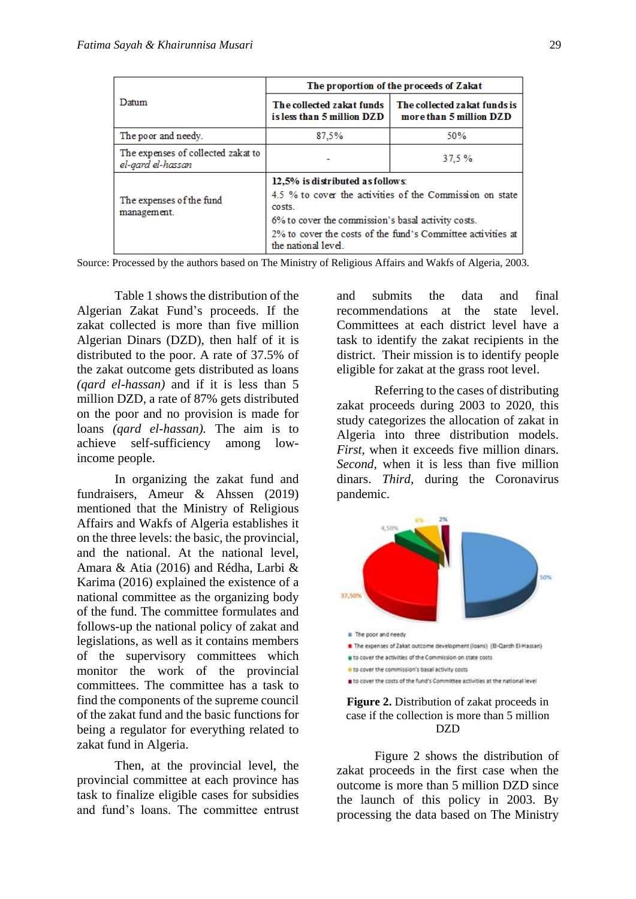| Datum | The proportion of the proceeds of Zakat | |
|---|---|---|
| | The collected zakat funds is less than 5 million DZD | The collected zakat funds is more than 5 million DZD |
| The poor and needy. | 87,5% | 50% |
| The expenses of collected zakat to *el-qard el-hassan* | - | 37,5 % |
| The expenses of the fund management. | **12,5% is distributed as follows:** 4.5 % to cover the activities of the Commission on state costs. 6% to cover the commission's basal activity costs. 2% to cover the costs of the fund's Committee activities at the national level. | |

Source: Processed by the authors based on The Ministry of Religious Affairs and Wakfs of Algeria, 2003.

Table 1 shows the distribution of the Algerian Zakat Fund's proceeds. If the zakat collected is more than five million Algerian Dinars (DZD), then half of it is distributed to the poor. A rate of 37.5% of the zakat outcome gets distributed as loans *(qard el-hassan)* and if it is less than 5 million DZD, a rate of 87% gets distributed on the poor and no provision is made for loans *(qard el-hassan).* The aim is to achieve self-sufficiency among low-income people.

In organizing the zakat fund and fundraisers, Ameur & Ahssen (2019) mentioned that the Ministry of Religious Affairs and Wakfs of Algeria establishes it on the three levels: the basic, the provincial, and the national. At the national level, Amara & Atia (2016) and Rédha, Larbi & Karima (2016) explained the existence of a national committee as the organizing body of the fund. The committee formulates and follows-up the national policy of zakat and legislations, as well as it contains members of the supervisory committees which monitor the work of the provincial committees. The committee has a task to find the components of the supreme council of the zakat fund and the basic functions for being a regulator for everything related to zakat fund in Algeria.

Then, at the provincial level, the provincial committee at each province has task to finalize eligible cases for subsidies and fund's loans. The committee entrust and submits the data and final recommendations at the state level. Committees at each district level have a task to identify the zakat recipients in the district. Their mission is to identify people eligible for zakat at the grass root level.

Referring to the cases of distributing zakat proceeds during 2003 to 2020, this study categorizes the allocation of zakat in Algeria into three distribution models. *First,* when it exceeds five million dinars. *Second,* when it is less than five million dinars. *Third,* during the Coronavirus pandemic.

**Figure 2.** Distribution of zakat proceeds in case if the collection is more than 5 million DZD

Figure 2 shows the distribution of zakat proceeds in the first case when the outcome is more than 5 million DZD since the launch of this policy in 2003. By processing the data based on The Ministry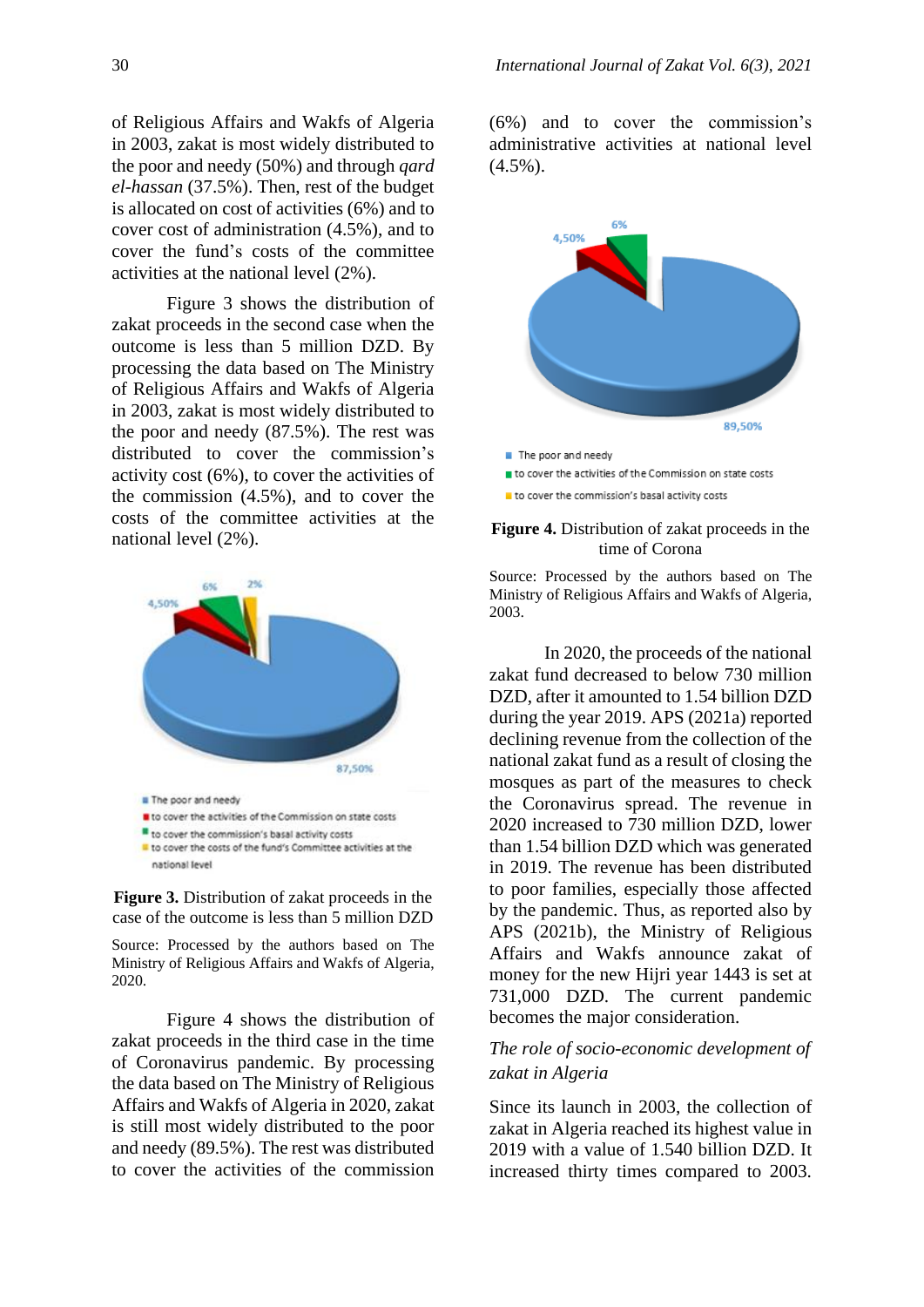of Religious Affairs and Wakfs of Algeria in 2003, zakat is most widely distributed to the poor and needy (50%) and through *qard el-hassan* (37.5%). Then, rest of the budget is allocated on cost of activities (6%) and to cover cost of administration (4.5%), and to cover the fund's costs of the committee activities at the national level (2%).

Figure 3 shows the distribution of zakat proceeds in the second case when the outcome is less than 5 million DZD. By processing the data based on The Ministry of Religious Affairs and Wakfs of Algeria in 2003, zakat is most widely distributed to the poor and needy (87.5%). The rest was distributed to cover the commission's activity cost (6%), to cover the activities of the commission (4.5%), and to cover the costs of the committee activities at the national level (2%).

**Figure 3.** Distribution of zakat proceeds in the case of the outcome is less than 5 million DZD

Source: Processed by the authors based on The Ministry of Religious Affairs and Wakfs of Algeria, 2020.

Figure 4 shows the distribution of zakat proceeds in the third case in the time of Coronavirus pandemic. By processing the data based on The Ministry of Religious Affairs and Wakfs of Algeria in 2020, zakat is still most widely distributed to the poor and needy (89.5%). The rest was distributed to cover the activities of the commission (6%) and to cover the commission's administrative activities at national level (4.5%).

**Figure 4.** Distribution of zakat proceeds in the time of Corona

Source: Processed by the authors based on The Ministry of Religious Affairs and Wakfs of Algeria, 2003.

In 2020, the proceeds of the national zakat fund decreased to below 730 million DZD, after it amounted to 1.54 billion DZD during the year 2019. APS (2021a) reported declining revenue from the collection of the national zakat fund as a result of closing the mosques as part of the measures to check the Coronavirus spread. The revenue in 2020 increased to 730 million DZD, lower than 1.54 billion DZD which was generated in 2019. The revenue has been distributed to poor families, especially those affected by the pandemic. Thus, as reported also by APS (2021b), the Ministry of Religious Affairs and Wakfs announce zakat of money for the new Hijri year 1443 is set at 731,000 DZD. The current pandemic becomes the major consideration.

*The role of socio-economic development of zakat in Algeria*

Since its launch in 2003, the collection of zakat in Algeria reached its highest value in 2019 with a value of 1.540 billion DZD. It increased thirty times compared to 2003.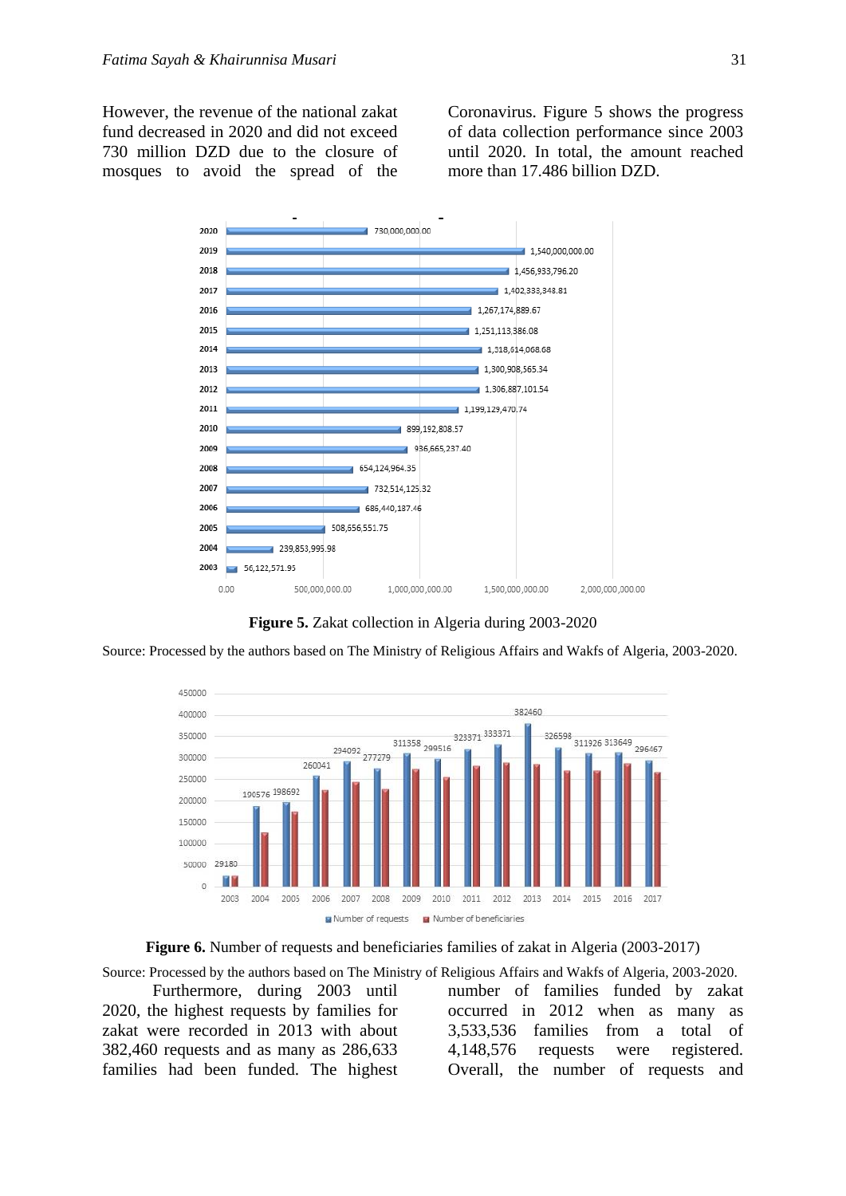However, the revenue of the national zakat fund decreased in 2020 and did not exceed 730 million DZD due to the closure of mosques to avoid the spread of the Coronavirus. Figure 5 shows the progress of data collection performance since 2003 until 2020. In total, the amount reached more than 17.486 billion DZD.

**Figure 5.** Zakat collection in Algeria during 2003-2020

Source: Processed by the authors based on The Ministry of Religious Affairs and Wakfs of Algeria, 2003-2020.

**Figure 6.** Number of requests and beneficiaries families of zakat in Algeria (2003-2017)

Source: Processed by the authors based on The Ministry of Religious Affairs and Wakfs of Algeria, 2003-2020.

Furthermore, during 2003 until 2020, the highest requests by families for zakat were recorded in 2013 with about 382,460 requests and as many as 286,633 families had been funded. The highest number of families funded by zakat occurred in 2012 when as many as 3,533,536 families from a total of 4,148,576 requests were registered. Overall, the number of requests and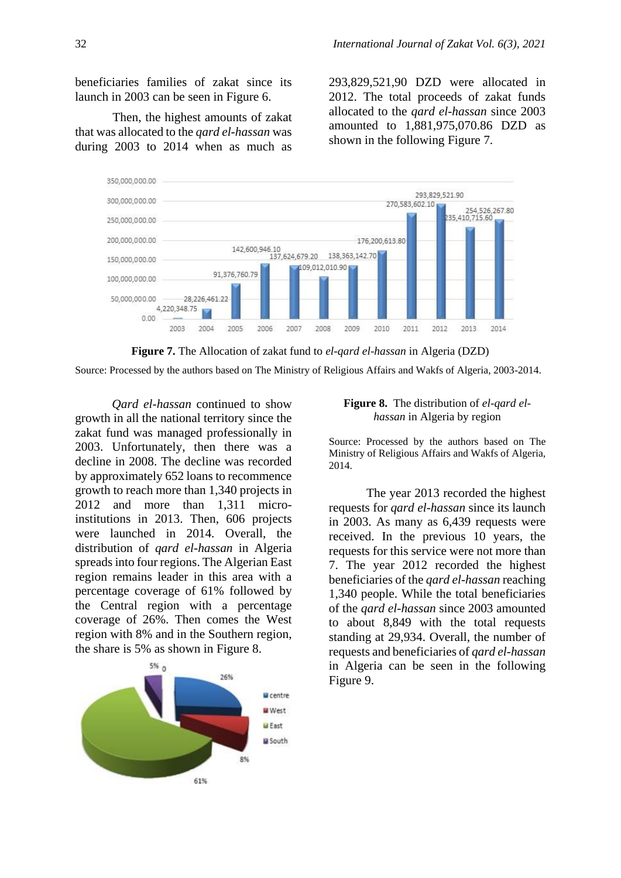beneficiaries families of zakat since its launch in 2003 can be seen in Figure 6.

Then, the highest amounts of zakat that was allocated to the *qard el-hassan* was during 2003 to 2014 when as much as 293,829,521,90 DZD were allocated in 2012. The total proceeds of zakat funds allocated to the *qard el-hassan* since 2003 amounted to 1,881,975,070.86 DZD as shown in the following Figure 7.

**Figure 7.** The Allocation of zakat fund to *el-qard el-hassan* in Algeria (DZD)

Source: Processed by the authors based on The Ministry of Religious Affairs and Wakfs of Algeria, 2003-2014.

*Qard el-hassan* continued to show growth in all the national territory since the zakat fund was managed professionally in 2003. Unfortunately, then there was a decline in 2008. The decline was recorded by approximately 652 loans to recommence growth to reach more than 1,340 projects in 2012 and more than 1,311 micro-institutions in 2013. Then, 606 projects were launched in 2014. Overall, the distribution of *qard el-hassan* in Algeria spreads into four regions. The Algerian East region remains leader in this area with a percentage coverage of 61% followed by the Central region with a percentage coverage of 26%. Then comes the West region with 8% and in the Southern region, the share is 5% as shown in Figure 8.

**Figure 8.** The distribution of *el-qard el-hassan* in Algeria by region

Source: Processed by the authors based on The Ministry of Religious Affairs and Wakfs of Algeria, 2014.

The year 2013 recorded the highest requests for *qard el-hassan* since its launch in 2003. As many as 6,439 requests were received. In the previous 10 years, the requests for this service were not more than 7. The year 2012 recorded the highest beneficiaries of the *qard el-hassan* reaching 1,340 people. While the total beneficiaries of the *qard el-hassan* since 2003 amounted to about 8,849 with the total requests standing at 29,934. Overall, the number of requests and beneficiaries of *qard el-hassan* in Algeria can be seen in the following Figure 9.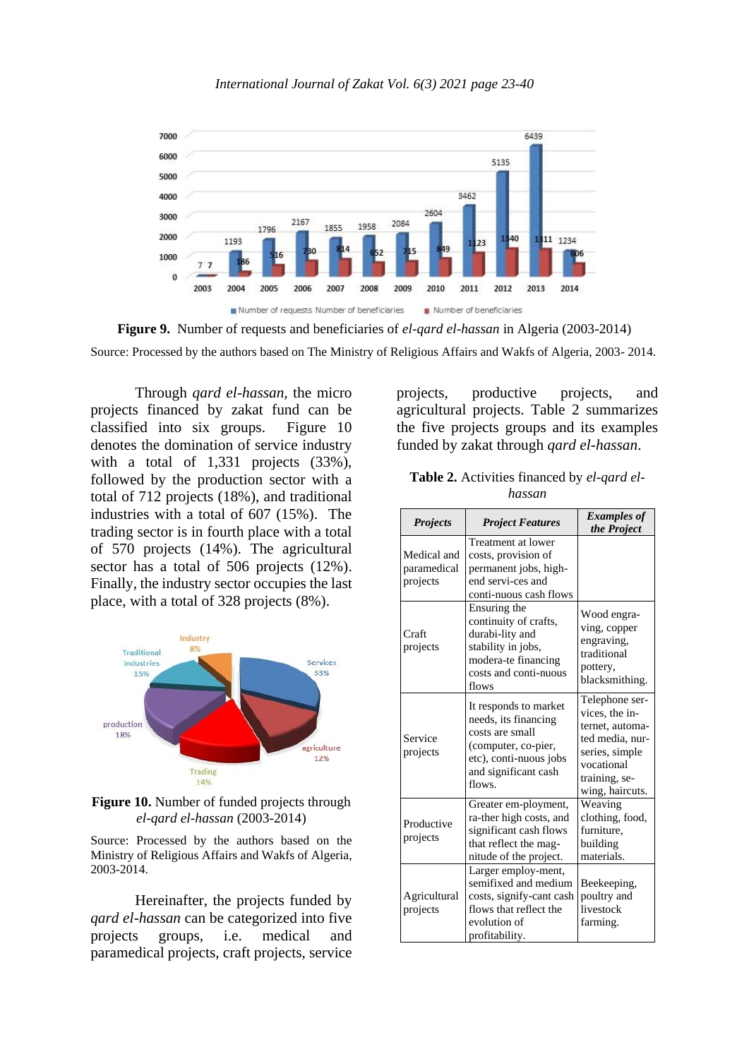**Figure 9.** Number of requests and beneficiaries of *el-qard el-hassan* in Algeria (2003-2014)

Source: Processed by the authors based on The Ministry of Religious Affairs and Wakfs of Algeria, 2003- 2014.

Through *qard el-hassan*, the micro projects financed by zakat fund can be classified into six groups. Figure 10 denotes the domination of service industry with a total of 1,331 projects (33%), followed by the production sector with a total of 712 projects (18%), and traditional industries with a total of 607 (15%). The trading sector is in fourth place with a total of 570 projects (14%). The agricultural sector has a total of 506 projects (12%). Finally, the industry sector occupies the last place, with a total of 328 projects (8%).

**Figure 10.** Number of funded projects through *el-qard el-hassan* (2003-2014)

Source: Processed by the authors based on the Ministry of Religious Affairs and Wakfs of Algeria, 2003-2014.

Hereinafter, the projects funded by *qard el-hassan* can be categorized into five projects groups, i.e. medical and paramedical projects, craft projects, service projects, productive projects, and agricultural projects. Table 2 summarizes the five projects groups and its examples funded by zakat through *qard el-hassan*.

**Table 2.** Activities financed by *el-qard el-hassan*

| ***Projects*** | ***Project Features*** | ***Examples of the Project*** |
|---|---|---|
| Medical and paramedical projects | Treatment at lower costs, provision of permanent jobs, high-end servi-ces and conti-nuous cash flows | |
| Craft projects | Ensuring the continuity of crafts, durabi-lity and stability in jobs, modera-te financing costs and conti-nuous flows | Wood engra-ving, copper engraving, traditional pottery, blacksmithing. |
| Service projects | It responds to market needs, its financing costs are small (computer, co-pier, etc), conti-nuous jobs and significant cash flows. | Telephone ser-vices, the in-ternet, automa-ted media, nur-series, simple vocational training, se-wing, haircuts. |
| Productive projects | Greater em-ployment, ra-ther high costs, and significant cash flows that reflect the mag-nitude of the project. | Weaving clothing, food, furniture, building materials. |
| Agricultural projects | Larger employ-ment, semifixed and medium costs, signify-cant cash flows that reflect the evolution of profitability. | Beekeeping, poultry and livestock farming. |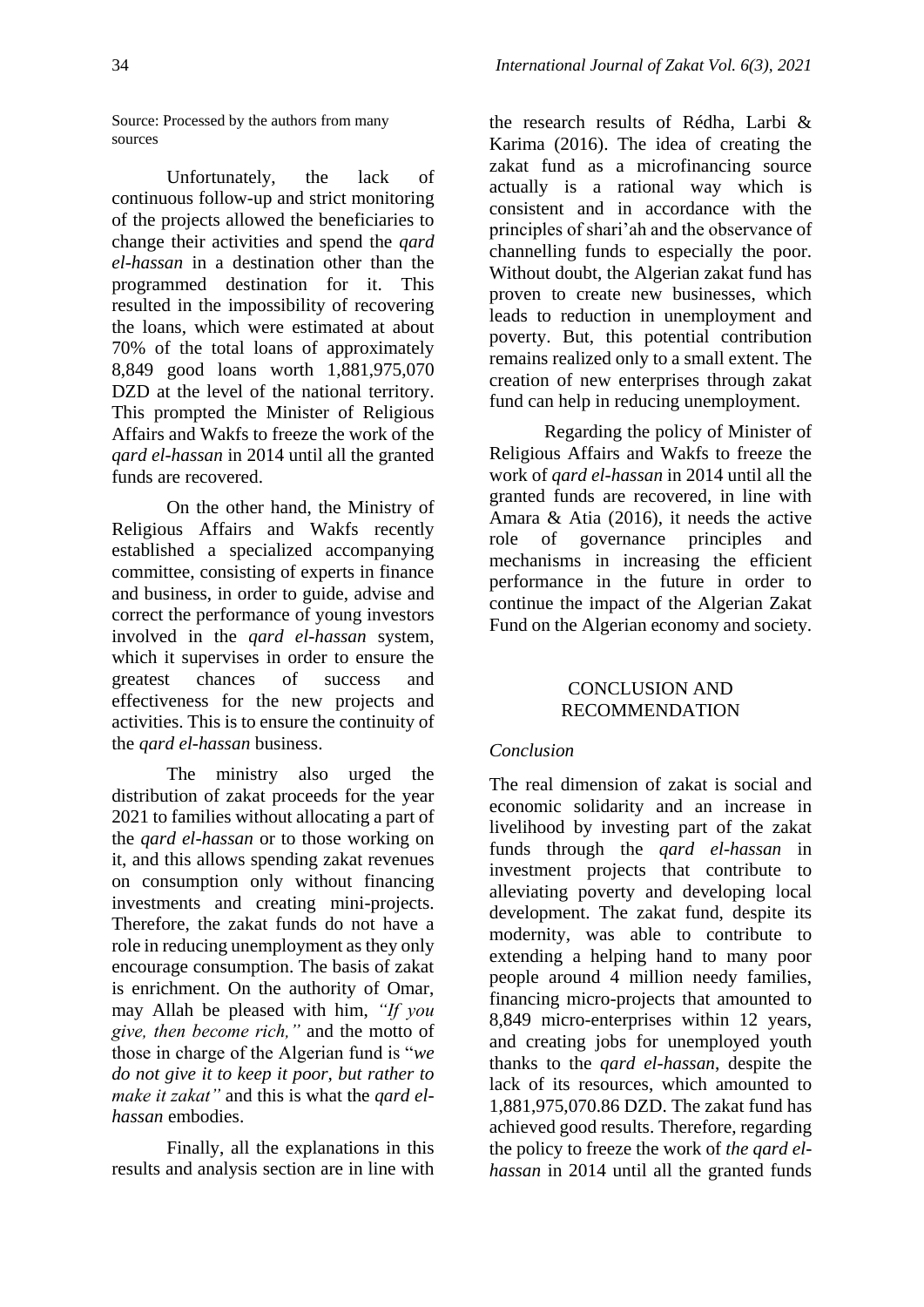Source: Processed by the authors from many sources

Unfortunately, the lack of continuous follow-up and strict monitoring of the projects allowed the beneficiaries to change their activities and spend the *qard el-hassan* in a destination other than the programmed destination for it. This resulted in the impossibility of recovering the loans, which were estimated at about 70% of the total loans of approximately 8,849 good loans worth 1,881,975,070 DZD at the level of the national territory. This prompted the Minister of Religious Affairs and Wakfs to freeze the work of the *qard el-hassan* in 2014 until all the granted funds are recovered.

On the other hand, the Ministry of Religious Affairs and Wakfs recently established a specialized accompanying committee, consisting of experts in finance and business, in order to guide, advise and correct the performance of young investors involved in the *qard el-hassan* system, which it supervises in order to ensure the greatest chances of success and effectiveness for the new projects and activities. This is to ensure the continuity of the *qard el-hassan* business.

The ministry also urged the distribution of zakat proceeds for the year 2021 to families without allocating a part of the *qard el-hassan* or to those working on it, and this allows spending zakat revenues on consumption only without financing investments and creating mini-projects. Therefore, the zakat funds do not have a role in reducing unemployment as they only encourage consumption. The basis of zakat is enrichment. On the authority of Omar, may Allah be pleased with him, *"If you give, then become rich,"* and the motto of those in charge of the Algerian fund is "*we do not give it to keep it poor, but rather to make it zakat"* and this is what the *qard el-hassan* embodies.

Finally, all the explanations in this results and analysis section are in line with the research results of Rédha, Larbi & Karima (2016). The idea of creating the zakat fund as a microfinancing source actually is a rational way which is consistent and in accordance with the principles of shari'ah and the observance of channelling funds to especially the poor. Without doubt, the Algerian zakat fund has proven to create new businesses, which leads to reduction in unemployment and poverty. But, this potential contribution remains realized only to a small extent. The creation of new enterprises through zakat fund can help in reducing unemployment.

Regarding the policy of Minister of Religious Affairs and Wakfs to freeze the work of *qard el-hassan* in 2014 until all the granted funds are recovered, in line with Amara & Atia (2016), it needs the active role of governance principles and mechanisms in increasing the efficient performance in the future in order to continue the impact of the Algerian Zakat Fund on the Algerian economy and society.

## CONCLUSION AND RECOMMENDATION

### *Conclusion*

The real dimension of zakat is social and economic solidarity and an increase in livelihood by investing part of the zakat funds through the *qard el-hassan* in investment projects that contribute to alleviating poverty and developing local development. The zakat fund, despite its modernity, was able to contribute to extending a helping hand to many poor people around 4 million needy families, financing micro-projects that amounted to 8,849 micro-enterprises within 12 years, and creating jobs for unemployed youth thanks to the *qard el-hassan*, despite the lack of its resources, which amounted to 1,881,975,070.86 DZD. The zakat fund has achieved good results. Therefore, regarding the policy to freeze the work of *the qard el-hassan* in 2014 until all the granted funds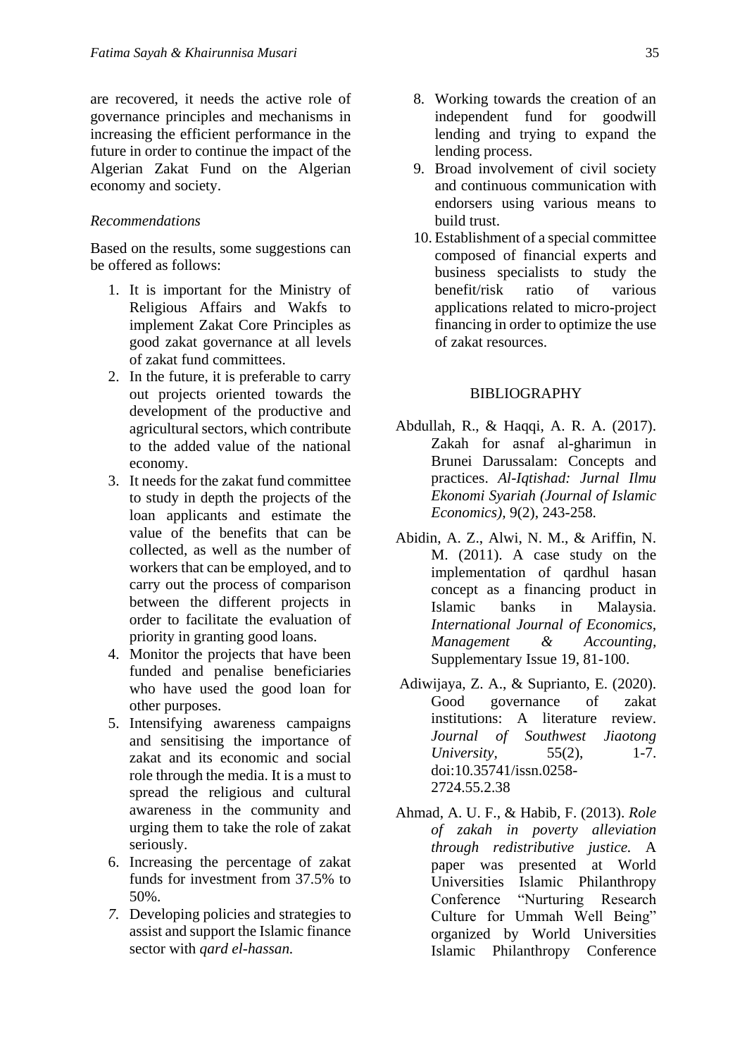are recovered, it needs the active role of governance principles and mechanisms in increasing the efficient performance in the future in order to continue the impact of the Algerian Zakat Fund on the Algerian economy and society.

*Recommendations*

Based on the results, some suggestions can be offered as follows:

1. It is important for the Ministry of Religious Affairs and Wakfs to implement Zakat Core Principles as good zakat governance at all levels of zakat fund committees.
2. In the future, it is preferable to carry out projects oriented towards the development of the productive and agricultural sectors, which contribute to the added value of the national economy.
3. It needs for the zakat fund committee to study in depth the projects of the loan applicants and estimate the value of the benefits that can be collected, as well as the number of workers that can be employed, and to carry out the process of comparison between the different projects in order to facilitate the evaluation of priority in granting good loans.
4. Monitor the projects that have been funded and penalise beneficiaries who have used the good loan for other purposes.
5. Intensifying awareness campaigns and sensitising the importance of zakat and its economic and social role through the media. It is a must to spread the religious and cultural awareness in the community and urging them to take the role of zakat seriously.
6. Increasing the percentage of zakat funds for investment from 37.5% to 50%.
7. Developing policies and strategies to assist and support the Islamic finance sector with *qard el-hassan.*
8. Working towards the creation of an independent fund for goodwill lending and trying to expand the lending process.
9. Broad involvement of civil society and continuous communication with endorsers using various means to build trust.
10. Establishment of a special committee composed of financial experts and business specialists to study the benefit/risk ratio of various applications related to micro-project financing in order to optimize the use of zakat resources.

## BIBLIOGRAPHY

Abdullah, R., & Haqqi, A. R. A. (2017). Zakah for asnaf al-gharimun in Brunei Darussalam: Concepts and practices. *Al-Iqtishad: Jurnal Ilmu Ekonomi Syariah (Journal of Islamic Economics),* 9(2), 243-258.

Abidin, A. Z., Alwi, N. M., & Ariffin, N. M. (2011). A case study on the implementation of qardhul hasan concept as a financing product in Islamic banks in Malaysia. *International Journal of Economics, Management & Accounting,* Supplementary Issue 19, 81-100.

Adiwijaya, Z. A., & Suprianto, E. (2020). Good governance of zakat institutions: A literature review. *Journal of Southwest Jiaotong University*, 55(2), 1-7. doi:10.35741/issn.0258-2724.55.2.38

Ahmad, A. U. F., & Habib, F. (2013). *Role of zakah in poverty alleviation through redistributive justice.* A paper was presented at World Universities Islamic Philanthropy Conference "Nurturing Research Culture for Ummah Well Being" organized by World Universities Islamic Philanthropy Conference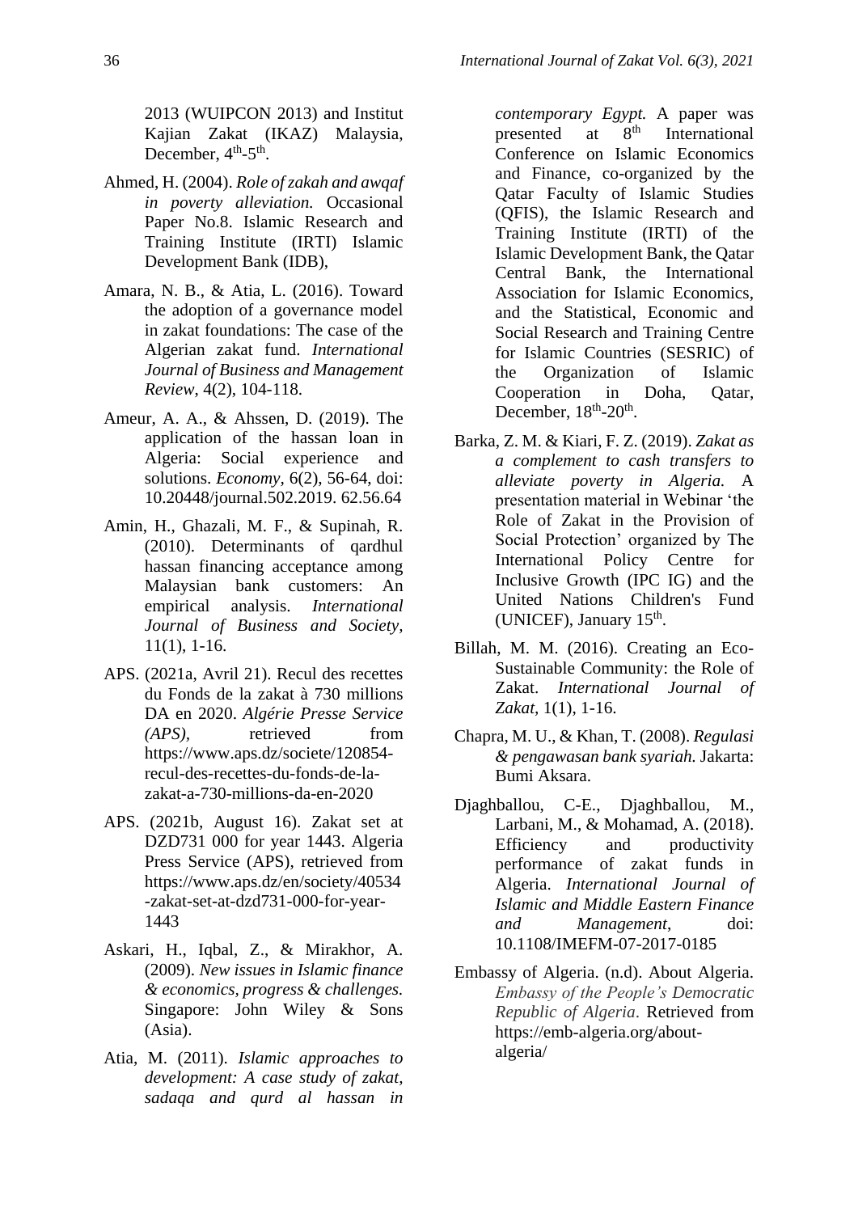2013 (WUIPCON 2013) and Institut Kajian Zakat (IKAZ) Malaysia, December, 4th-5th.

Ahmed, H. (2004). *Role of zakah and awqaf in poverty alleviation.* Occasional Paper No.8. Islamic Research and Training Institute (IRTI) Islamic Development Bank (IDB),

Amara, N. B., & Atia, L. (2016). Toward the adoption of a governance model in zakat foundations: The case of the Algerian zakat fund. *International Journal of Business and Management Review*, 4(2), 104-118.

Ameur, A. A., & Ahssen, D. (2019). The application of the hassan loan in Algeria: Social experience and solutions. *Economy*, 6(2), 56-64, doi: 10.20448/journal.502.2019. 62.56.64

Amin, H., Ghazali, M. F., & Supinah, R. (2010). Determinants of qardhul hassan financing acceptance among Malaysian bank customers: An empirical analysis. *International Journal of Business and Society*, 11(1), 1-16.

APS. (2021a, Avril 21). Recul des recettes du Fonds de la zakat à 730 millions DA en 2020. *Algérie Presse Service (APS)*, retrieved from https://www.aps.dz/societe/120854-recul-des-recettes-du-fonds-de-la-zakat-a-730-millions-da-en-2020

APS. (2021b, August 16). Zakat set at DZD731 000 for year 1443. Algeria Press Service (APS), retrieved from https://www.aps.dz/en/society/40534-zakat-set-at-dzd731-000-for-year-1443

Askari, H., Iqbal, Z., & Mirakhor, A. (2009). *New issues in Islamic finance & economics, progress & challenges.* Singapore: John Wiley & Sons (Asia).

Atia, M. (2011). *Islamic approaches to development: A case study of zakat, sadaqa and qurd al hassan in contemporary Egypt.* A paper was presented at 8th International Conference on Islamic Economics and Finance, co-organized by the Qatar Faculty of Islamic Studies (QFIS), the Islamic Research and Training Institute (IRTI) of the Islamic Development Bank, the Qatar Central Bank, the International Association for Islamic Economics, and the Statistical, Economic and Social Research and Training Centre for Islamic Countries (SESRIC) of the Organization of Islamic Cooperation in Doha, Qatar, December, 18th-20th.

Barka, Z. M. & Kiari, F. Z. (2019). *Zakat as a complement to cash transfers to alleviate poverty in Algeria.* A presentation material in Webinar 'the Role of Zakat in the Provision of Social Protection' organized by The International Policy Centre for Inclusive Growth (IPC IG) and the United Nations Children's Fund (UNICEF), January 15th.

Billah, M. M. (2016). Creating an Eco-Sustainable Community: the Role of Zakat. *International Journal of Zakat*, 1(1), 1-16.

Chapra, M. U., & Khan, T. (2008). *Regulasi & pengawasan bank syariah.* Jakarta: Bumi Aksara.

Djaghballou, C-E., Djaghballou, M., Larbani, M., & Mohamad, A. (2018). Efficiency and productivity performance of zakat funds in Algeria. *International Journal of Islamic and Middle Eastern Finance and Management*, doi: 10.1108/IMEFM-07-2017-0185

Embassy of Algeria. (n.d). About Algeria. *Embassy of the People's Democratic Republic of Algeria*. Retrieved from https://emb-algeria.org/about-algeria/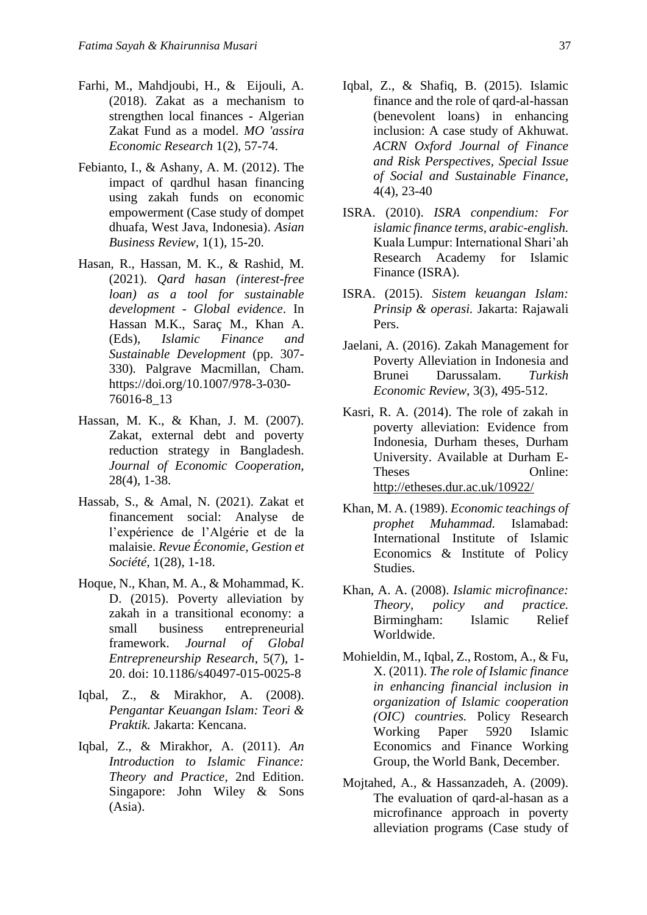Farhi, M., Mahdjoubi, H., & Eijouli, A. (2018). Zakat as a mechanism to strengthen local finances - Algerian Zakat Fund as a model. *MO 'assira Economic Research* 1(2), 57-74.

Febianto, I., & Ashany, A. M. (2012). The impact of qardhul hasan financing using zakah funds on economic empowerment (Case study of dompet dhuafa, West Java, Indonesia). *Asian Business Review,* 1(1), 15-20.

Hasan, R., Hassan, M. K., & Rashid, M. (2021). *Qard hasan (interest-free loan) as a tool for sustainable development - Global evidence*. In Hassan M.K., Saraç M., Khan A. (Eds), *Islamic Finance and Sustainable Development* (pp. 307-330). Palgrave Macmillan, Cham. https://doi.org/10.1007/978-3-030-76016-8_13

Hassan, M. K., & Khan, J. M. (2007). Zakat, external debt and poverty reduction strategy in Bangladesh. *Journal of Economic Cooperation,* 28(4), 1-38.

Hassab, S., & Amal, N. (2021). Zakat et financement social: Analyse de l'expérience de l'Algérie et de la malaisie. *Revue Économie, Gestion et Société*, 1(28), 1-18.

Hoque, N., Khan, M. A., & Mohammad, K. D. (2015). Poverty alleviation by zakah in a transitional economy: a small business entrepreneurial framework. *Journal of Global Entrepreneurship Research,* 5(7), 1-20. doi: 10.1186/s40497-015-0025-8

Iqbal, Z., & Mirakhor, A. (2008). *Pengantar Keuangan Islam: Teori & Praktik.* Jakarta: Kencana.

Iqbal, Z., & Mirakhor, A. (2011). *An Introduction to Islamic Finance: Theory and Practice,* 2nd Edition. Singapore: John Wiley & Sons (Asia).

Iqbal, Z., & Shafiq, B. (2015). Islamic finance and the role of qard-al-hassan (benevolent loans) in enhancing inclusion: A case study of Akhuwat. *ACRN Oxford Journal of Finance and Risk Perspectives, Special Issue of Social and Sustainable Finance*, 4(4), 23-40

ISRA. (2010). *ISRA conpendium: For islamic finance terms, arabic-english.* Kuala Lumpur: International Shari'ah Research Academy for Islamic Finance (ISRA).

ISRA. (2015). *Sistem keuangan Islam: Prinsip & operasi.* Jakarta: Rajawali Pers.

Jaelani, A. (2016). Zakah Management for Poverty Alleviation in Indonesia and Brunei Darussalam. *Turkish Economic Review*, 3(3), 495-512.

Kasri, R. A. (2014). The role of zakah in poverty alleviation: Evidence from Indonesia, Durham theses, Durham University. Available at Durham E-Theses Online: http://etheses.dur.ac.uk/10922/

Khan, M. A. (1989). *Economic teachings of prophet Muhammad.* Islamabad: International Institute of Islamic Economics & Institute of Policy Studies.

Khan, A. A. (2008). *Islamic microfinance: Theory, policy and practice.* Birmingham: Islamic Relief Worldwide.

Mohieldin, M., Iqbal, Z., Rostom, A., & Fu, X. (2011). *The role of Islamic finance in enhancing financial inclusion in organization of Islamic cooperation (OIC) countries.* Policy Research Working Paper 5920 Islamic Economics and Finance Working Group, the World Bank, December.

Mojtahed, A., & Hassanzadeh, A. (2009). The evaluation of qard-al-hasan as a microfinance approach in poverty alleviation programs (Case study of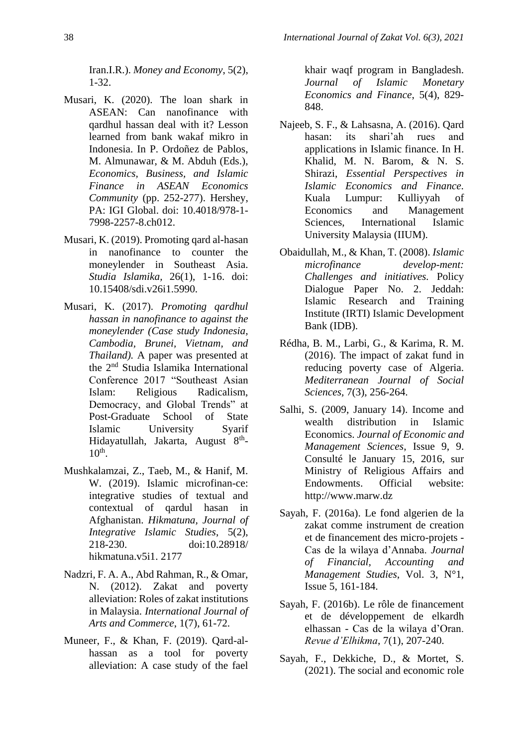Iran.I.R.). *Money and Economy*, 5(2), 1-32.

Musari, K. (2020). The loan shark in ASEAN: Can nanofinance with qardhul hassan deal with it? Lesson learned from bank wakaf mikro in Indonesia. In P. Ordoñez de Pablos, M. Almunawar, & M. Abduh (Eds.), *Economics, Business, and Islamic Finance in ASEAN Economics Community* (pp. 252-277). Hershey, PA: IGI Global. doi: 10.4018/978-1-7998-2257-8.ch012.

Musari, K. (2019). Promoting qard al-hasan in nanofinance to counter the moneylender in Southeast Asia. *Studia Islamika*, 26(1), 1-16. doi: 10.15408/sdi.v26i1.5990.

Musari, K. (2017). *Promoting qardhul hassan in nanofinance to against the moneylender (Case study Indonesia, Cambodia, Brunei, Vietnam, and Thailand).* A paper was presented at the 2nd Studia Islamika International Conference 2017 "Southeast Asian Islam: Religious Radicalism, Democracy, and Global Trends" at Post-Graduate School of State Islamic University Syarif Hidayatullah, Jakarta, August 8th-10th.

Mushkalamzai, Z., Taeb, M., & Hanif, M. W. (2019). Islamic microfinan-ce: integrative studies of textual and contextual of qardul hasan in Afghanistan. *Hikmatuna, Journal of Integrative Islamic Studies*, 5(2), 218-230. doi:10.28918/ hikmatuna.v5i1. 2177

Nadzri, F. A. A., Abd Rahman, R., & Omar, N. (2012). Zakat and poverty alleviation: Roles of zakat institutions in Malaysia. *International Journal of Arts and Commerce*, 1(7), 61-72.

Muneer, F., & Khan, F. (2019). Qard-al-hassan as a tool for poverty alleviation: A case study of the fael khair waqf program in Bangladesh. *Journal of Islamic Monetary Economics and Finance*, 5(4), 829-848.

Najeeb, S. F., & Lahsasna, A. (2016). Qard hasan: its shari'ah rues and applications in Islamic finance. In H. Khalid, M. N. Barom, & N. S. Shirazi, *Essential Perspectives in Islamic Economics and Finance*. Kuala Lumpur: Kulliyyah of Economics and Management Sciences, International Islamic University Malaysia (IIUM).

Obaidullah, M., & Khan, T. (2008). *Islamic microfinance develop-ment: Challenges and initiatives.* Policy Dialogue Paper No. 2. Jeddah: Islamic Research and Training Institute (IRTI) Islamic Development Bank (IDB).

Rédha, B. M., Larbi, G., & Karima, R. M. (2016). The impact of zakat fund in reducing poverty case of Algeria. *Mediterranean Journal of Social Sciences*, 7(3), 256-264.

Salhi, S. (2009, January 14). Income and wealth distribution in Islamic Economics. *Journal of Economic and Management Sciences*, Issue 9, 9. Consulté le January 15, 2016, sur Ministry of Religious Affairs and Endowments. Official website: http://www.marw.dz

Sayah, F. (2016a). Le fond algerien de la zakat comme instrument de creation et de financement des micro-projets - Cas de la wilaya d'Annaba. *Journal of Financial, Accounting and Management Studies*, Vol. 3, N°1, Issue 5, 161-184.

Sayah, F. (2016b). Le rôle de financement et de développement de elkardh elhassan - Cas de la wilaya d'Oran. *Revue d'Elhikma*, 7(1), 207-240.

Sayah, F., Dekkiche, D., & Mortet, S. (2021). The social and economic role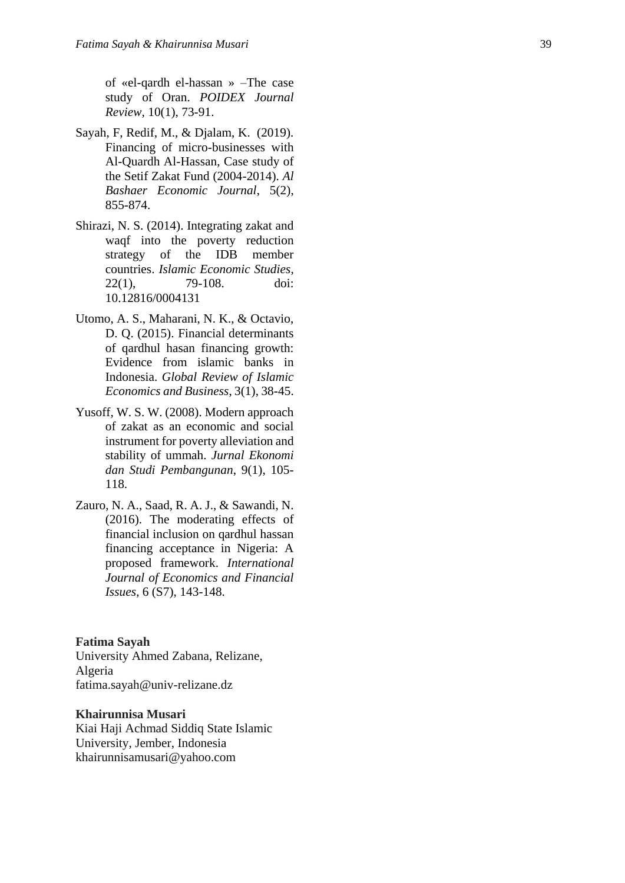of «el-qardh el-hassan » –The case study of Oran. *POIDEX Journal Review*, 10(1), 73-91.

Sayah, F, Redif, M., & Djalam, K. (2019). Financing of micro-businesses with Al-Quardh Al-Hassan, Case study of the Setif Zakat Fund (2004-2014). *Al Bashaer Economic Journal*, 5(2), 855-874.

Shirazi, N. S. (2014). Integrating zakat and waqf into the poverty reduction strategy of the IDB member countries. *Islamic Economic Studies*, 22(1), 79-108. doi: 10.12816/0004131

Utomo, A. S., Maharani, N. K., & Octavio, D. Q. (2015). Financial determinants of qardhul hasan financing growth: Evidence from islamic banks in Indonesia. *Global Review of Islamic Economics and Business*, 3(1), 38-45.

Yusoff, W. S. W. (2008). Modern approach of zakat as an economic and social instrument for poverty alleviation and stability of ummah. *Jurnal Ekonomi dan Studi Pembangunan*, 9(1), 105-118.

Zauro, N. A., Saad, R. A. J., & Sawandi, N. (2016). The moderating effects of financial inclusion on qardhul hassan financing acceptance in Nigeria: A proposed framework. *International Journal of Economics and Financial Issues*, 6 (S7), 143-148.

**Fatima Sayah**
University Ahmed Zabana, Relizane, Algeria
fatima.sayah@univ-relizane.dz

**Khairunnisa Musari**
Kiai Haji Achmad Siddiq State Islamic University, Jember, Indonesia
khairunnisamusari@yahoo.com